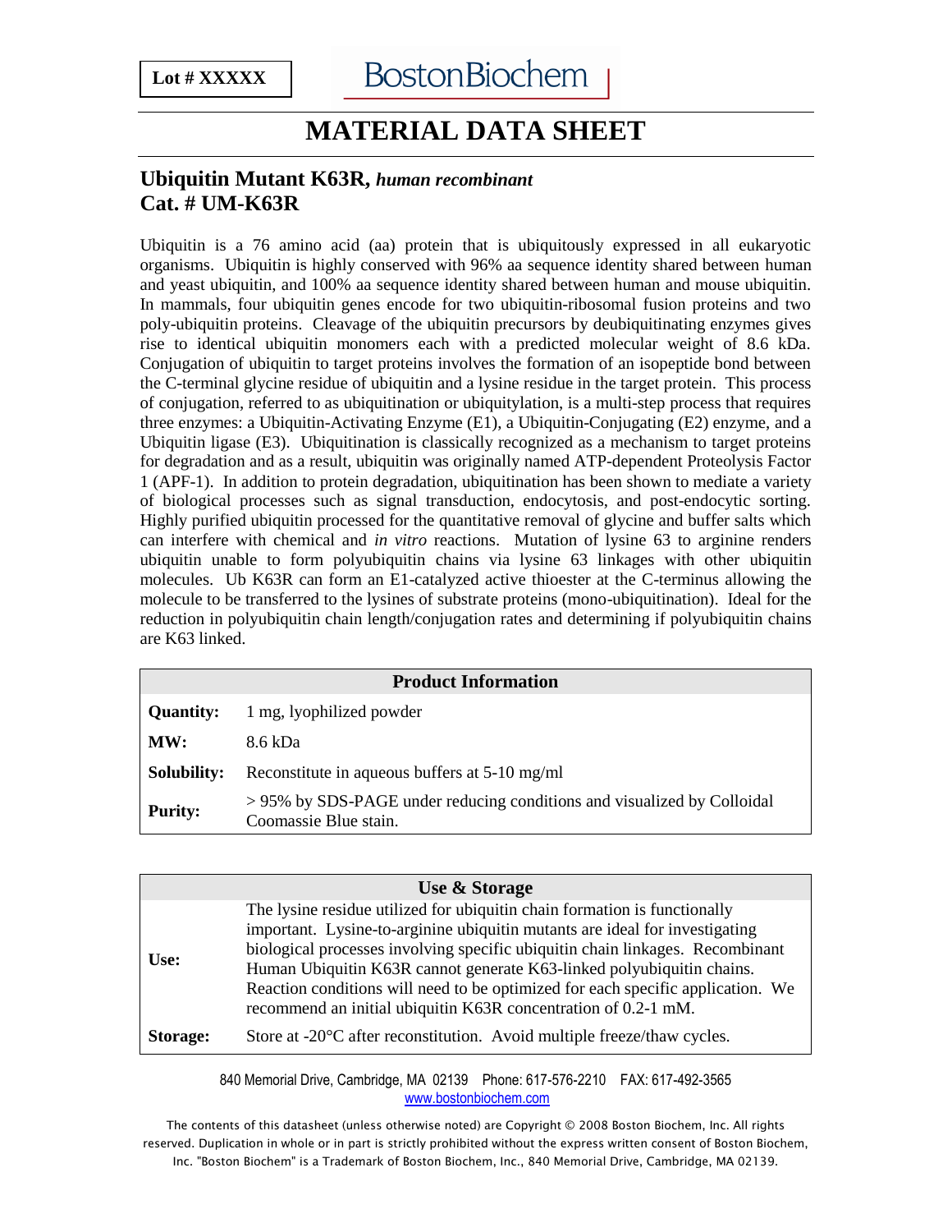**Lot # XXXXX**

BostonBiochem

# MATERIAL DATA SHEET

## Ubiquitin Mutant K63R, *human recombinant*
## Cat. # UM-K63R

Ubiquitin is a 76 amino acid (aa) protein that is ubiquitously expressed in all eukaryotic organisms. Ubiquitin is highly conserved with 96% aa sequence identity shared between human and yeast ubiquitin, and 100% aa sequence identity shared between human and mouse ubiquitin. In mammals, four ubiquitin genes encode for two ubiquitin-ribosomal fusion proteins and two poly-ubiquitin proteins. Cleavage of the ubiquitin precursors by deubiquitinating enzymes gives rise to identical ubiquitin monomers each with a predicted molecular weight of 8.6 kDa. Conjugation of ubiquitin to target proteins involves the formation of an isopeptide bond between the C-terminal glycine residue of ubiquitin and a lysine residue in the target protein. This process of conjugation, referred to as ubiquitination or ubiquitylation, is a multi-step process that requires three enzymes: a Ubiquitin-Activating Enzyme (E1), a Ubiquitin-Conjugating (E2) enzyme, and a Ubiquitin ligase (E3). Ubiquitination is classically recognized as a mechanism to target proteins for degradation and as a result, ubiquitin was originally named ATP-dependent Proteolysis Factor 1 (APF-1). In addition to protein degradation, ubiquitination has been shown to mediate a variety of biological processes such as signal transduction, endocytosis, and post-endocytic sorting. Highly purified ubiquitin processed for the quantitative removal of glycine and buffer salts which can interfere with chemical and *in vitro* reactions. Mutation of lysine 63 to arginine renders ubiquitin unable to form polyubiquitin chains via lysine 63 linkages with other ubiquitin molecules. Ub K63R can form an E1-catalyzed active thioester at the C-terminus allowing the molecule to be transferred to the lysines of substrate proteins (mono-ubiquitination). Ideal for the reduction in polyubiquitin chain length/conjugation rates and determining if polyubiquitin chains are K63 linked.

| Product Information | |
|---|---|
| **Quantity:** | 1 mg, lyophilized powder |
| **MW:** | 8.6 kDa |
| **Solubility:** | Reconstitute in aqueous buffers at 5-10 mg/ml |
| **Purity:** | > 95% by SDS-PAGE under reducing conditions and visualized by Colloidal Coomassie Blue stain. |

| Use & Storage | |
|---|---|
| **Use:** | The lysine residue utilized for ubiquitin chain formation is functionally important. Lysine-to-arginine ubiquitin mutants are ideal for investigating biological processes involving specific ubiquitin chain linkages. Recombinant Human Ubiquitin K63R cannot generate K63-linked polyubiquitin chains. Reaction conditions will need to be optimized for each specific application. We recommend an initial ubiquitin K63R concentration of 0.2-1 mM. |
| **Storage:** | Store at -20°C after reconstitution. Avoid multiple freeze/thaw cycles. |

840 Memorial Drive, Cambridge, MA 02139 Phone: 617-576-2210 FAX: 617-492-3565
www.bostonbiochem.com

The contents of this datasheet (unless otherwise noted) are Copyright © 2008 Boston Biochem, Inc. All rights reserved. Duplication in whole or in part is strictly prohibited without the express written consent of Boston Biochem, Inc. "Boston Biochem" is a Trademark of Boston Biochem, Inc., 840 Memorial Drive, Cambridge, MA 02139.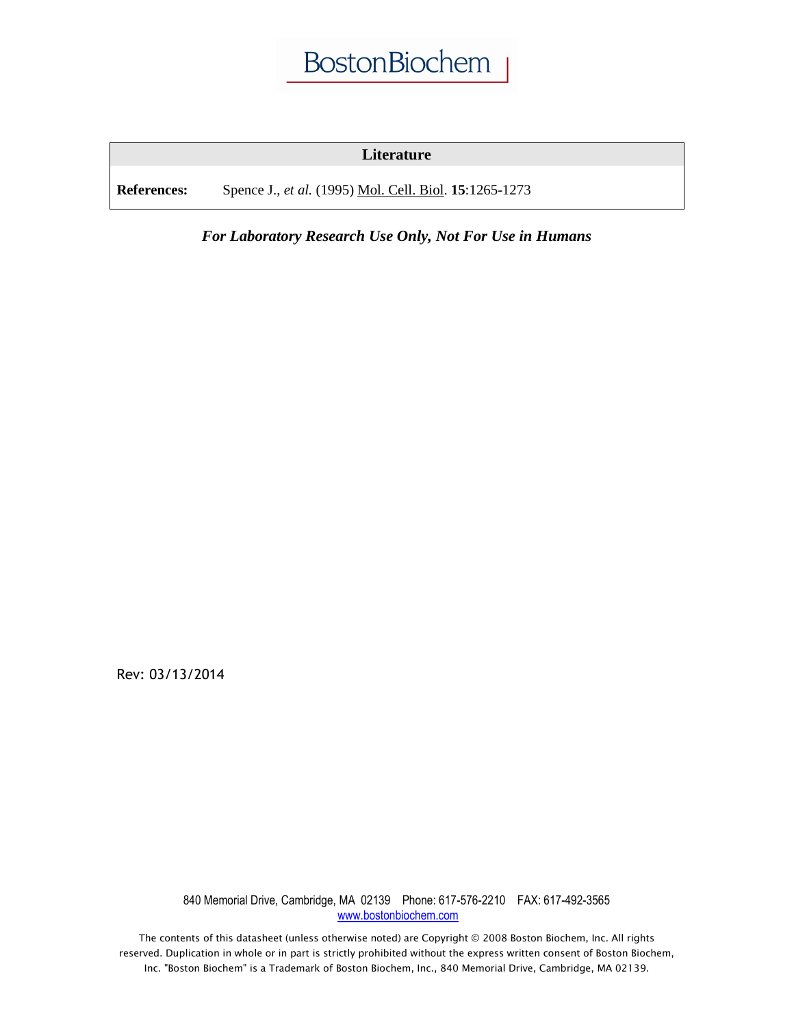BostonBiochem

| Literature | |
| --- | --- |
| **References:** | Spence J., *et al.* (1995) Mol. Cell. Biol. **15**:1265-1273 |

***For Laboratory Research Use Only, Not For Use in Humans***

Rev: 03/13/2014

840 Memorial Drive, Cambridge, MA 02139 Phone: 617-576-2210 FAX: 617-492-3565
www.bostonbiochem.com

The contents of this datasheet (unless otherwise noted) are Copyright © 2008 Boston Biochem, Inc. All rights reserved. Duplication in whole or in part is strictly prohibited without the express written consent of Boston Biochem, Inc. "Boston Biochem" is a Trademark of Boston Biochem, Inc., 840 Memorial Drive, Cambridge, MA 02139.